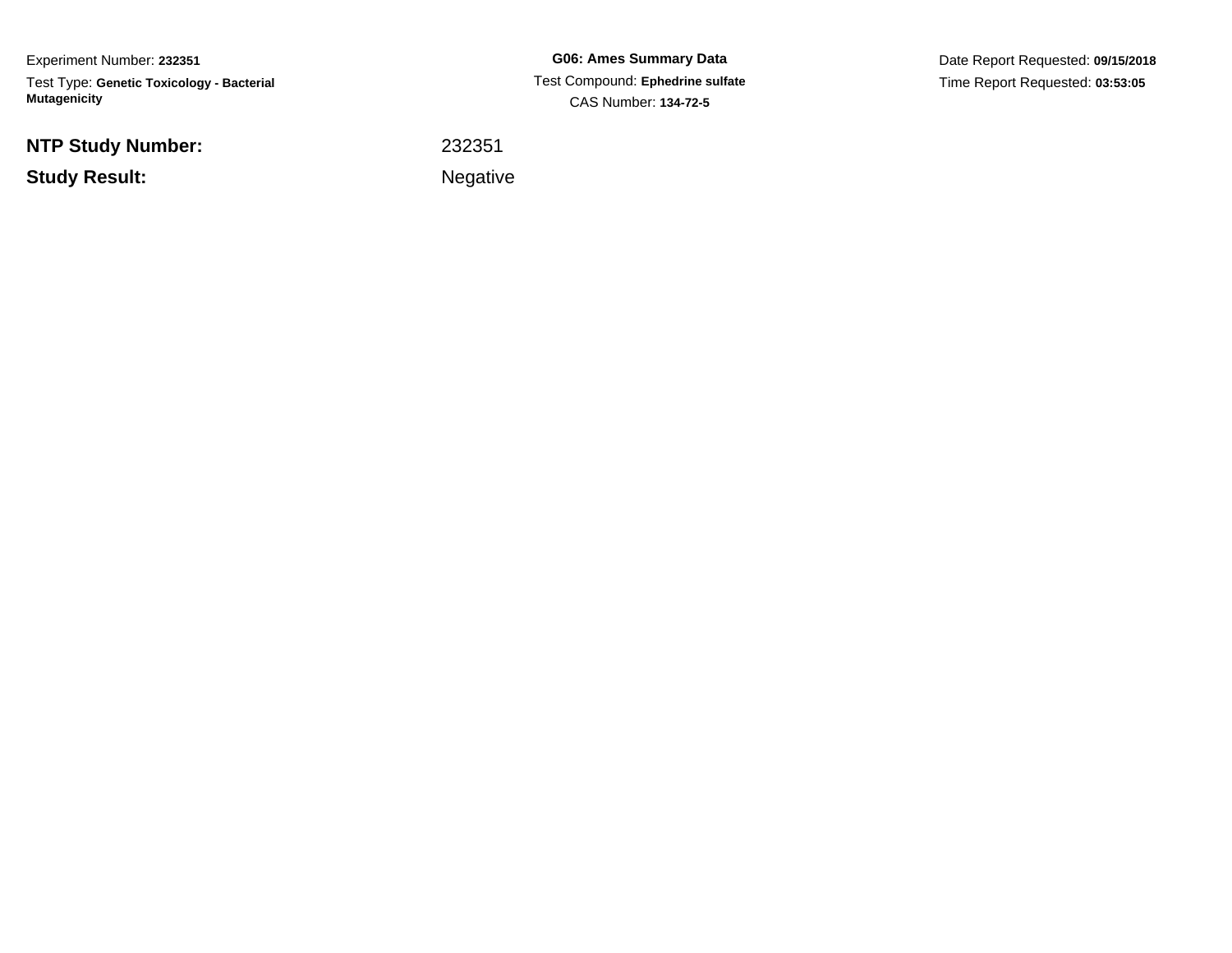Experiment Number: **232351**

Test Type: **Genetic Toxicology - Bacterial Mutagenicity**

**G06: Ames Summary Data**

Test Compound: **Ephedrine sulfate**

CAS Number: **134-72-5**

Date Report Requested: **09/15/2018**

Time Report Requested: **03:53:05**

| | |
|---|---|
| **NTP Study Number:** | 232351 |
| **Study Result:** | Negative |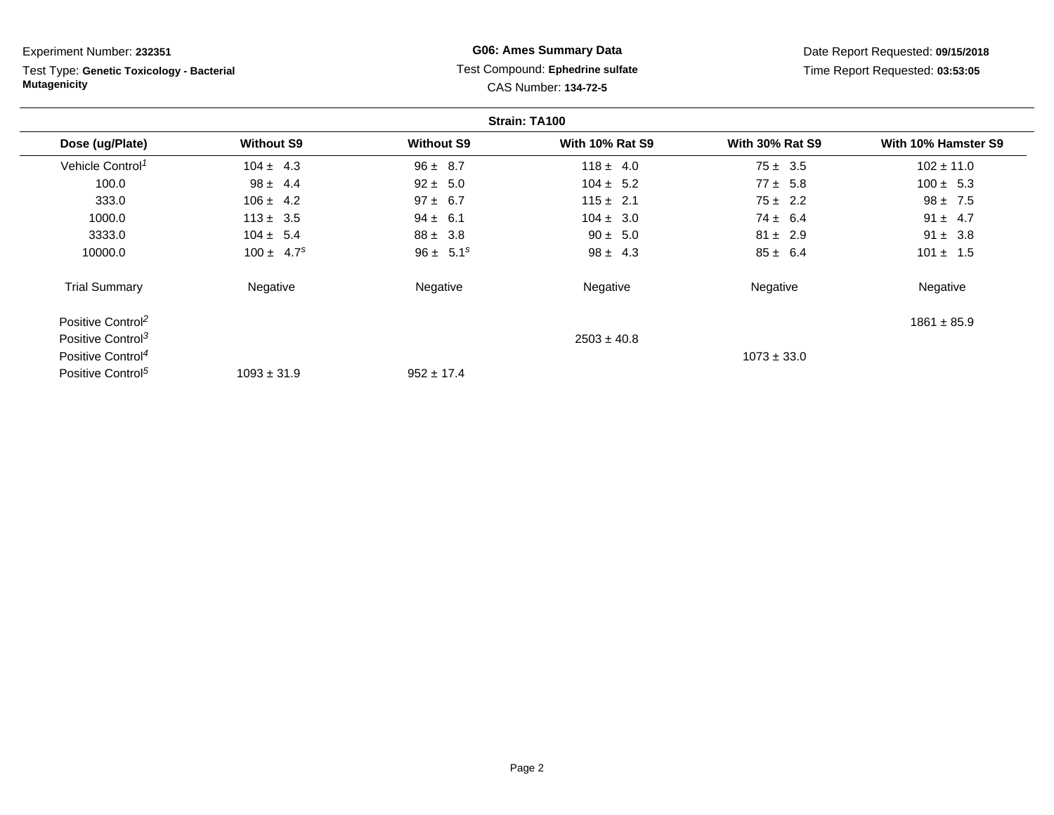Experiment Number: **232351**

Test Type: **Genetic Toxicology - Bacterial Mutagenicity**

**G06: Ames Summary Data**

Test Compound: **Ephedrine sulfate**

CAS Number: **134-72-5**

Date Report Requested: **09/15/2018**

Time Report Requested: **03:53:05**

**Strain: TA100**

| Dose (ug/Plate) | Without S9 | Without S9 | With 10% Rat S9 | With 30% Rat S9 | With 10% Hamster S9 |
|---|---|---|---|---|---|
| Vehicle Control[1] | 104 ± 4.3 | 96 ± 8.7 | 118 ± 4.0 | 75 ± 3.5 | 102 ± 11.0 |
| 100.0 | 98 ± 4.4 | 92 ± 5.0 | 104 ± 5.2 | 77 ± 5.8 | 100 ± 5.3 |
| 333.0 | 106 ± 4.2 | 97 ± 6.7 | 115 ± 2.1 | 75 ± 2.2 | 98 ± 7.5 |
| 1000.0 | 113 ± 3.5 | 94 ± 6.1 | 104 ± 3.0 | 74 ± 6.4 | 91 ± 4.7 |
| 3333.0 | 104 ± 5.4 | 88 ± 3.8 | 90 ± 5.0 | 81 ± 2.9 | 91 ± 3.8 |
| 10000.0 | 100 ± 4.7[s] | 96 ± 5.1[s] | 98 ± 4.3 | 85 ± 6.4 | 101 ± 1.5 |
| Trial Summary | Negative | Negative | Negative | Negative | Negative |
| Positive Control[2] | | | | | 1861 ± 85.9 |
| Positive Control[3] | | | 2503 ± 40.8 | | |
| Positive Control[4] | | | | 1073 ± 33.0 | |
| Positive Control[5] | 1093 ± 31.9 | 952 ± 17.4 | | | |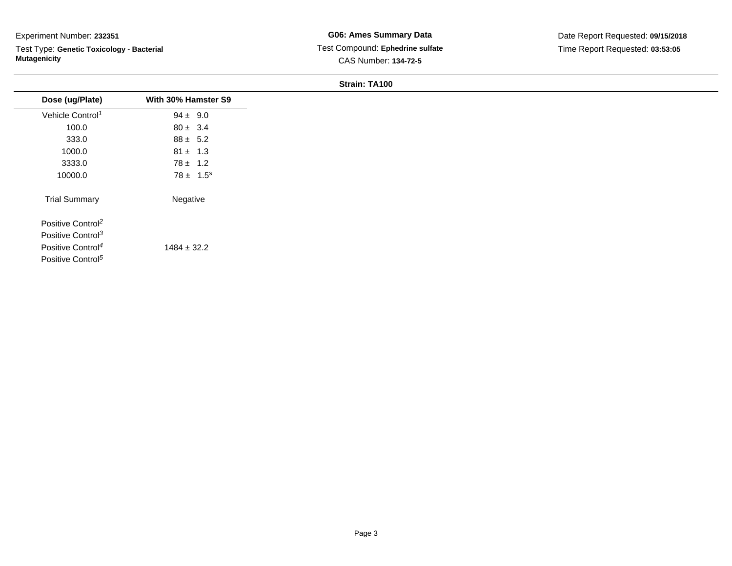Experiment Number: **232351**

Test Type: **Genetic Toxicology - Bacterial Mutagenicity**

**G06: Ames Summary Data**

Test Compound: **Ephedrine sulfate**

CAS Number: **134-72-5**

Date Report Requested: **09/15/2018**

Time Report Requested: **03:53:05**

**Strain: TA100**

| Dose (ug/Plate) | With 30% Hamster S9 |
|---|---|
| Vehicle Control[1] | 94 ± 9.0 |
| 100.0 | 80 ± 3.4 |
| 333.0 | 88 ± 5.2 |
| 1000.0 | 81 ± 1.3 |
| 3333.0 | 78 ± 1.2 |
| 10000.0 | 78 ± 1.5[s] |
| Trial Summary | Negative |
| Positive Control[2] | |
| Positive Control[3] | |
| Positive Control[4] | 1484 ± 32.2 |
| Positive Control[5] | |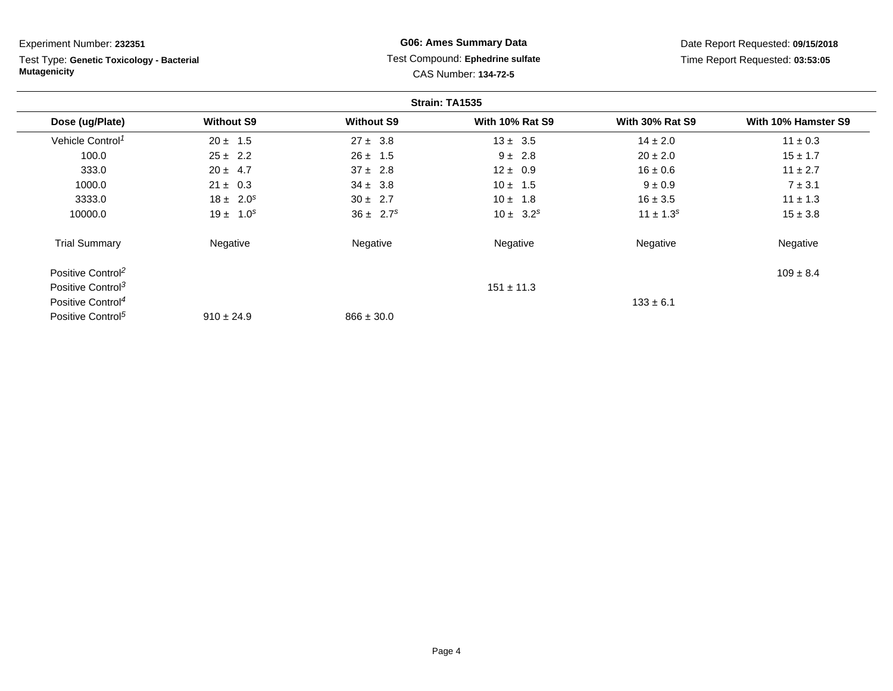Experiment Number: **232351**

Test Type: **Genetic Toxicology - Bacterial Mutagenicity**

**G06: Ames Summary Data**

Test Compound: **Ephedrine sulfate**

CAS Number: **134-72-5**

Date Report Requested: **09/15/2018**

Time Report Requested: **03:53:05**

**Strain: TA1535**

| Dose (ug/Plate) | Without S9 | Without S9 | With 10% Rat S9 | With 30% Rat S9 | With 10% Hamster S9 |
|---|---|---|---|---|---|
| Vehicle Control[1] | 20 ± 1.5 | 27 ± 3.8 | 13 ± 3.5 | 14 ± 2.0 | 11 ± 0.3 |
| 100.0 | 25 ± 2.2 | 26 ± 1.5 | 9 ± 2.8 | 20 ± 2.0 | 15 ± 1.7 |
| 333.0 | 20 ± 4.7 | 37 ± 2.8 | 12 ± 0.9 | 16 ± 0.6 | 11 ± 2.7 |
| 1000.0 | 21 ± 0.3 | 34 ± 3.8 | 10 ± 1.5 | 9 ± 0.9 | 7 ± 3.1 |
| 3333.0 | 18 ± 2.0[s] | 30 ± 2.7 | 10 ± 1.8 | 16 ± 3.5 | 11 ± 1.3 |
| 10000.0 | 19 ± 1.0[s] | 36 ± 2.7[s] | 10 ± 3.2[s] | 11 ± 1.3[s] | 15 ± 3.8 |
| Trial Summary | Negative | Negative | Negative | Negative | Negative |
| Positive Control[2] | | | | | 109 ± 8.4 |
| Positive Control[3] | | | 151 ± 11.3 | | |
| Positive Control[4] | | | | 133 ± 6.1 | |
| Positive Control[5] | 910 ± 24.9 | 866 ± 30.0 | | | |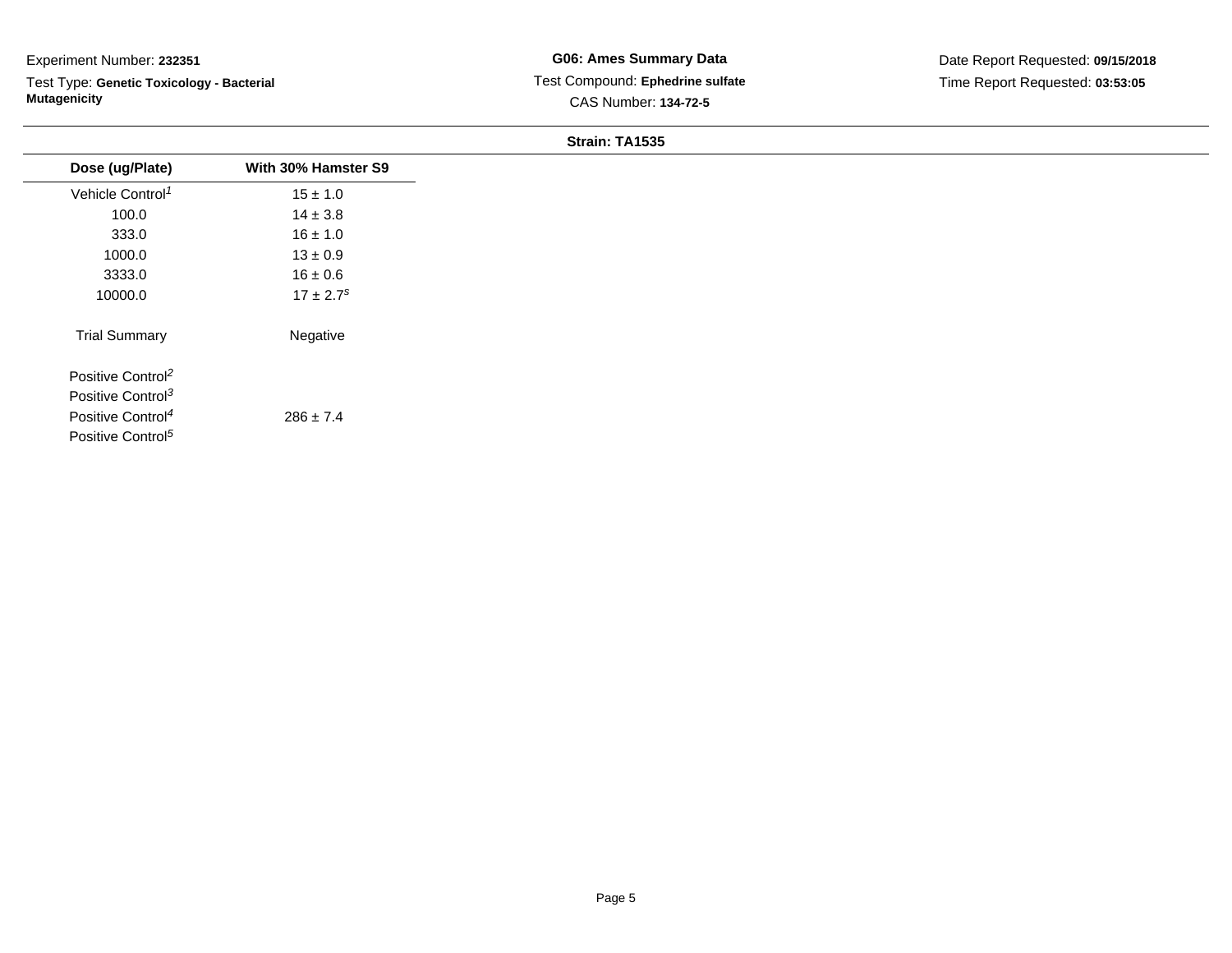Experiment Number: **232351**

Test Type: **Genetic Toxicology - Bacterial Mutagenicity**

**G06: Ames Summary Data**

Test Compound: **Ephedrine sulfate**

CAS Number: **134-72-5**

Date Report Requested: **09/15/2018**

Time Report Requested: **03:53:05**

**Strain: TA1535**

| Dose (ug/Plate) | With 30% Hamster S9 |
|---|---|
| Vehicle Control[1] | 15 ± 1.0 |
| 100.0 | 14 ± 3.8 |
| 333.0 | 16 ± 1.0 |
| 1000.0 | 13 ± 0.9 |
| 3333.0 | 16 ± 0.6 |
| 10000.0 | 17 ± 2.7[s] |
| Trial Summary | Negative |
| Positive Control[2] | |
| Positive Control[3] | |
| Positive Control[4] | 286 ± 7.4 |
| Positive Control[5] | |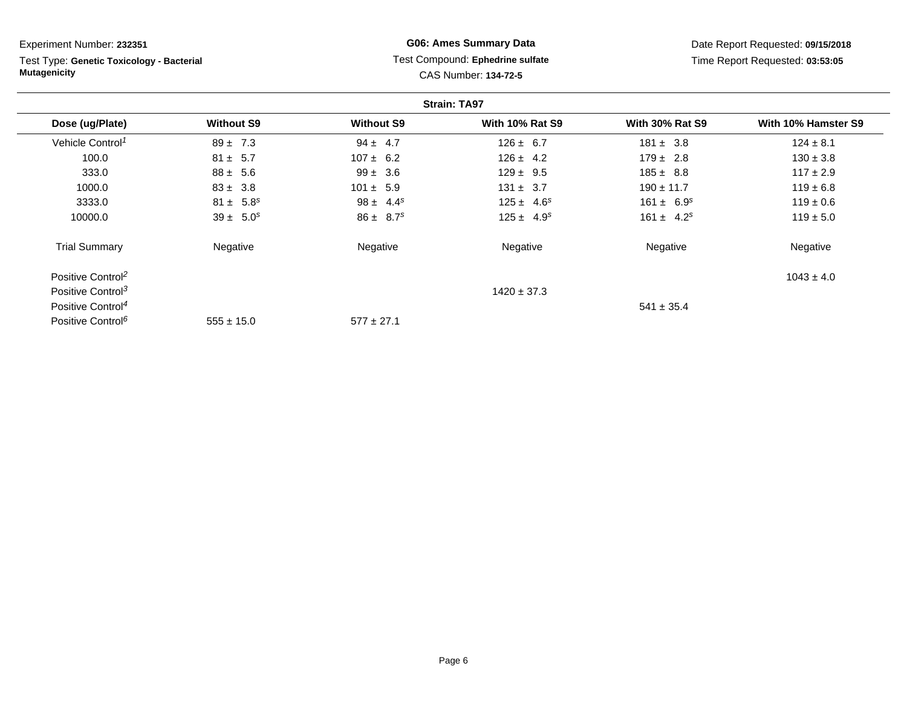Experiment Number: **232351**

Test Type: **Genetic Toxicology - Bacterial Mutagenicity**

**G06: Ames Summary Data**

Test Compound: **Ephedrine sulfate**

CAS Number: **134-72-5**

Date Report Requested: **09/15/2018**

Time Report Requested: **03:53:05**

**Strain: TA97**

| Dose (ug/Plate) | Without S9 | Without S9 | With 10% Rat S9 | With 30% Rat S9 | With 10% Hamster S9 |
|---|---|---|---|---|---|
| Vehicle Control[1] | 89 ± 7.3 | 94 ± 4.7 | 126 ± 6.7 | 181 ± 3.8 | 124 ± 8.1 |
| 100.0 | 81 ± 5.7 | 107 ± 6.2 | 126 ± 4.2 | 179 ± 2.8 | 130 ± 3.8 |
| 333.0 | 88 ± 5.6 | 99 ± 3.6 | 129 ± 9.5 | 185 ± 8.8 | 117 ± 2.9 |
| 1000.0 | 83 ± 3.8 | 101 ± 5.9 | 131 ± 3.7 | 190 ± 11.7 | 119 ± 6.8 |
| 3333.0 | 81 ± 5.8[s] | 98 ± 4.4[s] | 125 ± 4.6[s] | 161 ± 6.9[s] | 119 ± 0.6 |
| 10000.0 | 39 ± 5.0[s] | 86 ± 8.7[s] | 125 ± 4.9[s] | 161 ± 4.2[s] | 119 ± 5.0 |
| Trial Summary | Negative | Negative | Negative | Negative | Negative |
| Positive Control[2] | | | | | 1043 ± 4.0 |
| Positive Control[3] | | | 1420 ± 37.3 | | |
| Positive Control[4] | | | | 541 ± 35.4 | |
| Positive Control[6] | 555 ± 15.0 | 577 ± 27.1 | | | |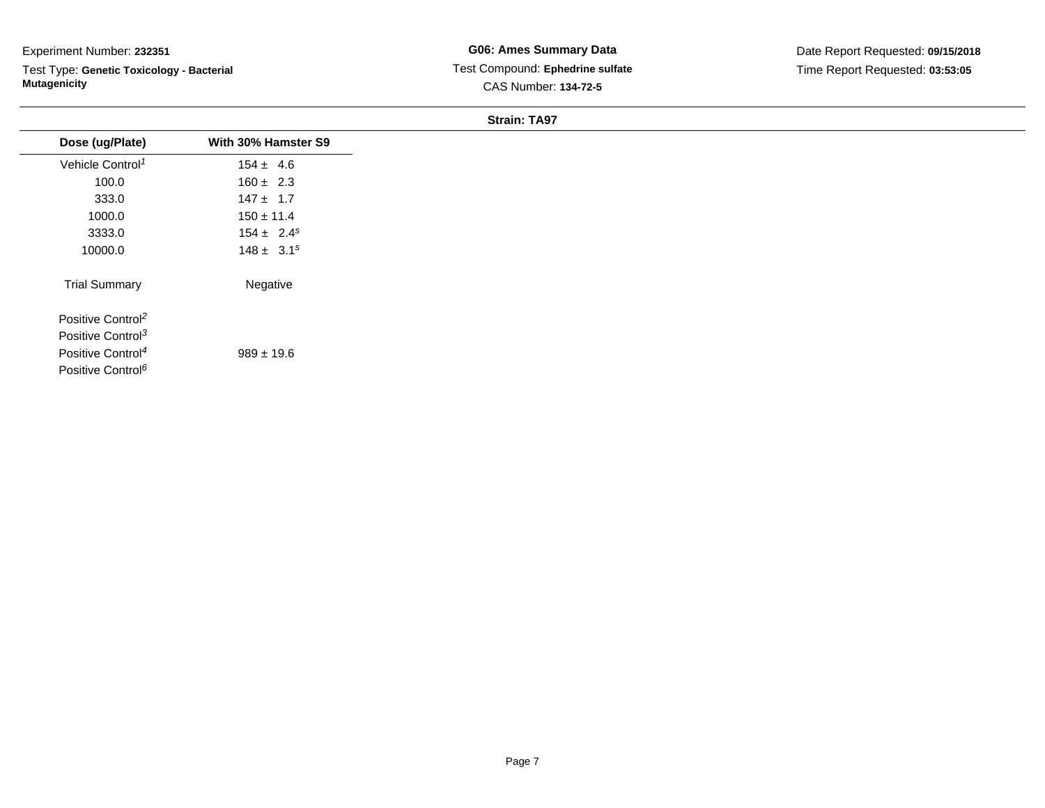Experiment Number: **232351**

Test Type: **Genetic Toxicology - Bacterial Mutagenicity**

**G06: Ames Summary Data**

Test Compound: **Ephedrine sulfate**

CAS Number: **134-72-5**

Date Report Requested: **09/15/2018**

Time Report Requested: **03:53:05**

**Strain: TA97**

| Dose (ug/Plate) | With 30% Hamster S9 |
|---|---|
| Vehicle Control[1] | 154 ± 4.6 |
| 100.0 | 160 ± 2.3 |
| 333.0 | 147 ± 1.7 |
| 1000.0 | 150 ± 11.4 |
| 3333.0 | 154 ± 2.4[s] |
| 10000.0 | 148 ± 3.1[s] |
| Trial Summary | Negative |
| Positive Control[2] | |
| Positive Control[3] | |
| Positive Control[4] | 989 ± 19.6 |
| Positive Control[6] | |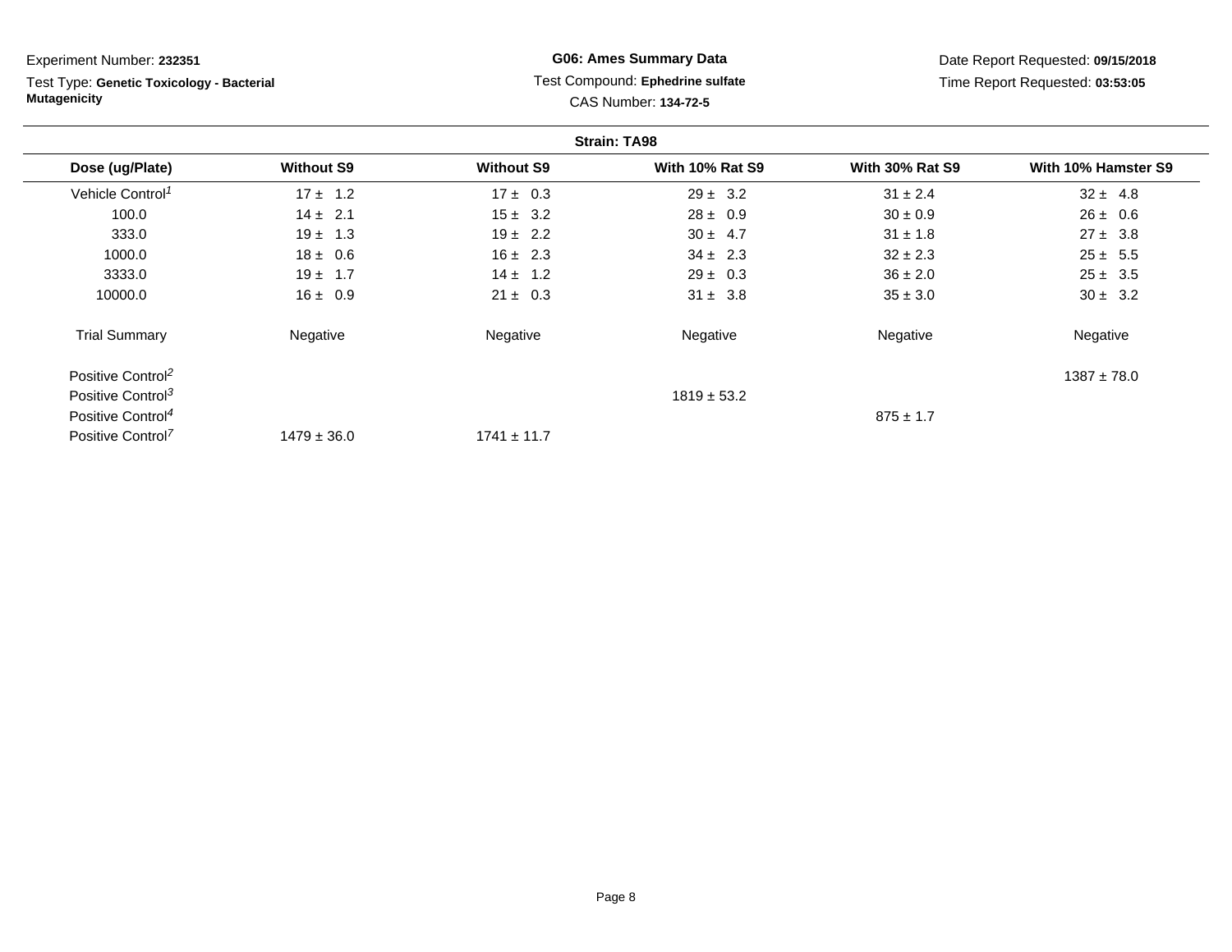Experiment Number: **232351**

Test Type: **Genetic Toxicology - Bacterial Mutagenicity**

**G06: Ames Summary Data**

Test Compound: **Ephedrine sulfate**

CAS Number: **134-72-5**

Date Report Requested: **09/15/2018**

Time Report Requested: **03:53:05**

**Strain: TA98**

| Dose (ug/Plate) | Without S9 | Without S9 | With 10% Rat S9 | With 30% Rat S9 | With 10% Hamster S9 |
|---|---|---|---|---|---|
| Vehicle Control[1] | 17 ± 1.2 | 17 ± 0.3 | 29 ± 3.2 | 31 ± 2.4 | 32 ± 4.8 |
| 100.0 | 14 ± 2.1 | 15 ± 3.2 | 28 ± 0.9 | 30 ± 0.9 | 26 ± 0.6 |
| 333.0 | 19 ± 1.3 | 19 ± 2.2 | 30 ± 4.7 | 31 ± 1.8 | 27 ± 3.8 |
| 1000.0 | 18 ± 0.6 | 16 ± 2.3 | 34 ± 2.3 | 32 ± 2.3 | 25 ± 5.5 |
| 3333.0 | 19 ± 1.7 | 14 ± 1.2 | 29 ± 0.3 | 36 ± 2.0 | 25 ± 3.5 |
| 10000.0 | 16 ± 0.9 | 21 ± 0.3 | 31 ± 3.8 | 35 ± 3.0 | 30 ± 3.2 |
| Trial Summary | Negative | Negative | Negative | Negative | Negative |
| Positive Control[2] | | | | | 1387 ± 78.0 |
| Positive Control[3] | | | 1819 ± 53.2 | | |
| Positive Control[4] | | | | 875 ± 1.7 | |
| Positive Control[7] | 1479 ± 36.0 | 1741 ± 11.7 | | | |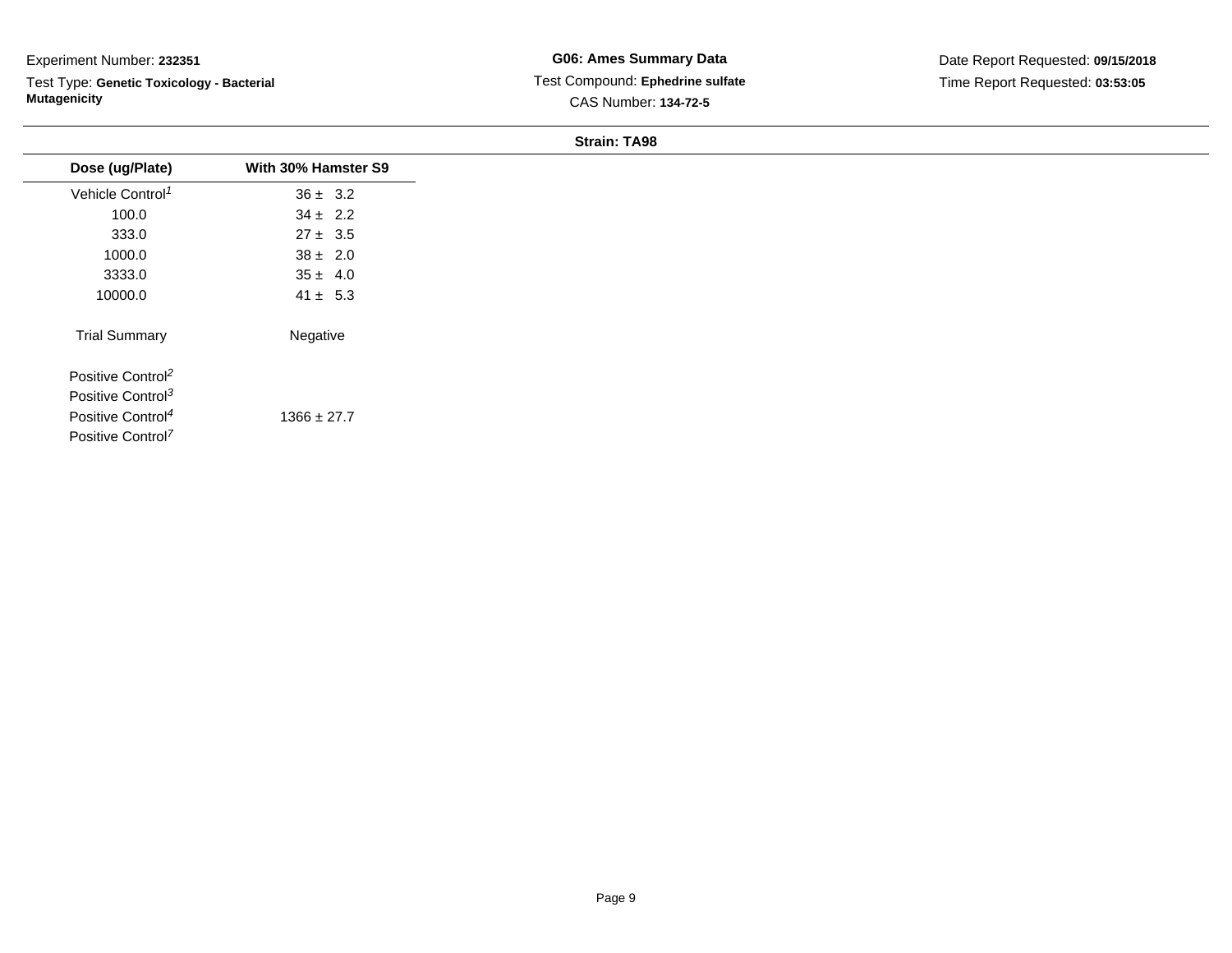Experiment Number: **232351**

Test Type: **Genetic Toxicology - Bacterial Mutagenicity**

**G06: Ames Summary Data**

Test Compound: **Ephedrine sulfate**

CAS Number: **134-72-5**

Date Report Requested: **09/15/2018**

Time Report Requested: **03:53:05**

**Strain: TA98**

| Dose (ug/Plate) | With 30% Hamster S9 |
|---|---|
| Vehicle Control[1] | 36 ± 3.2 |
| 100.0 | 34 ± 2.2 |
| 333.0 | 27 ± 3.5 |
| 1000.0 | 38 ± 2.0 |
| 3333.0 | 35 ± 4.0 |
| 10000.0 | 41 ± 5.3 |
| Trial Summary | Negative |
| Positive Control[2] | |
| Positive Control[3] | |
| Positive Control[4] | 1366 ± 27.7 |
| Positive Control[7] | |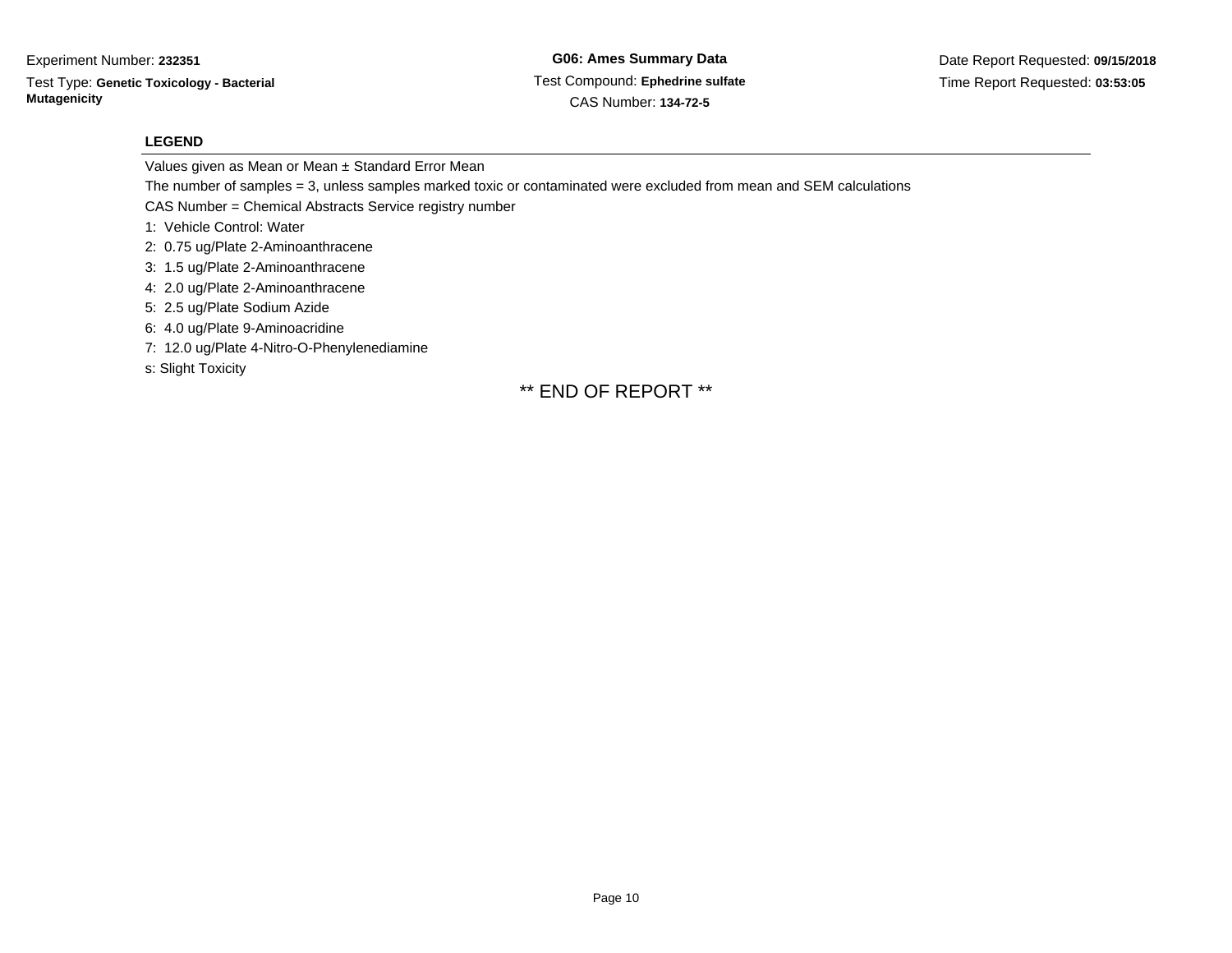Experiment Number: **232351**

Test Type: **Genetic Toxicology - Bacterial Mutagenicity**

**G06: Ames Summary Data**

Test Compound: **Ephedrine sulfate**

CAS Number: **134-72-5**

Date Report Requested: **09/15/2018**

Time Report Requested: **03:53:05**

**LEGEND**

Values given as Mean or Mean ± Standard Error Mean

The number of samples = 3, unless samples marked toxic or contaminated were excluded from mean and SEM calculations

CAS Number = Chemical Abstracts Service registry number

1: Vehicle Control: Water

2: 0.75 ug/Plate 2-Aminoanthracene

3: 1.5 ug/Plate 2-Aminoanthracene

4: 2.0 ug/Plate 2-Aminoanthracene

5: 2.5 ug/Plate Sodium Azide

6: 4.0 ug/Plate 9-Aminoacridine

7: 12.0 ug/Plate 4-Nitro-O-Phenylenediamine

s: Slight Toxicity

** END OF REPORT **